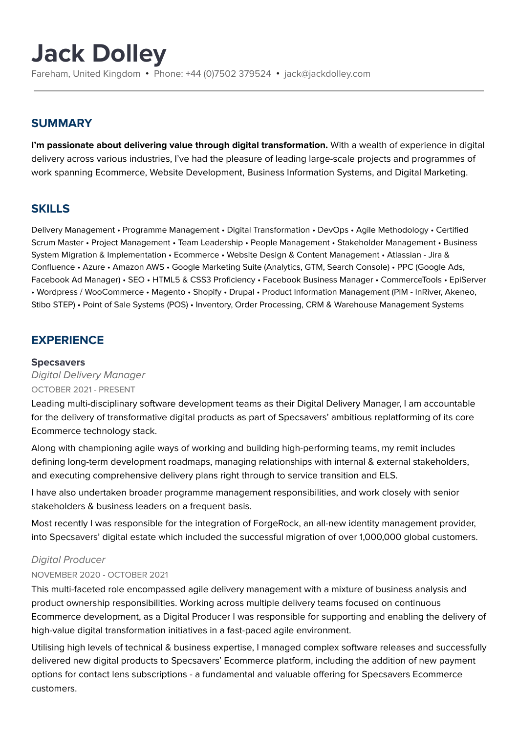# Jack Dolley

Fareham, United Kingdom • Phone: +44 (0)7502 379524 • jack@jackdolley.com

## SUMMARY

**I'm passionate about delivering value through digital transformation.** With a wealth of experience in digital delivery across various industries, I've had the pleasure of leading large-scale projects and programmes of work spanning Ecommerce, Website Development, Business Information Systems, and Digital Marketing.

## SKILLS

Delivery Management • Programme Management • Digital Transformation • DevOps • Agile Methodology • Certified Scrum Master • Project Management • Team Leadership • People Management • Stakeholder Management • Business System Migration & Implementation • Ecommerce • Website Design & Content Management • Atlassian - Jira & Confluence • Azure • Amazon AWS • Google Marketing Suite (Analytics, GTM, Search Console) • PPC (Google Ads, Facebook Ad Manager) • SEO • HTML5 & CSS3 Proficiency • Facebook Business Manager • CommerceTools • EpiServer • Wordpress / WooCommerce • Magento • Shopify • Drupal • Product Information Management (PIM - InRiver, Akeneo, Stibo STEP) • Point of Sale Systems (POS) • Inventory, Order Processing, CRM & Warehouse Management Systems

## EXPERIENCE

### Specsavers

*Digital Delivery Manager*

OCTOBER 2021 - PRESENT

Leading multi-disciplinary software development teams as their Digital Delivery Manager, I am accountable for the delivery of transformative digital products as part of Specsavers' ambitious replatforming of its core Ecommerce technology stack.

Along with championing agile ways of working and building high-performing teams, my remit includes defining long-term development roadmaps, managing relationships with internal & external stakeholders, and executing comprehensive delivery plans right through to service transition and ELS.

I have also undertaken broader programme management responsibilities, and work closely with senior stakeholders & business leaders on a frequent basis.

Most recently I was responsible for the integration of ForgeRock, an all-new identity management provider, into Specsavers' digital estate which included the successful migration of over 1,000,000 global customers.

*Digital Producer*

NOVEMBER 2020 - OCTOBER 2021

This multi-faceted role encompassed agile delivery management with a mixture of business analysis and product ownership responsibilities. Working across multiple delivery teams focused on continuous Ecommerce development, as a Digital Producer I was responsible for supporting and enabling the delivery of high-value digital transformation initiatives in a fast-paced agile environment.

Utilising high levels of technical & business expertise, I managed complex software releases and successfully delivered new digital products to Specsavers' Ecommerce platform, including the addition of new payment options for contact lens subscriptions - a fundamental and valuable offering for Specsavers Ecommerce customers.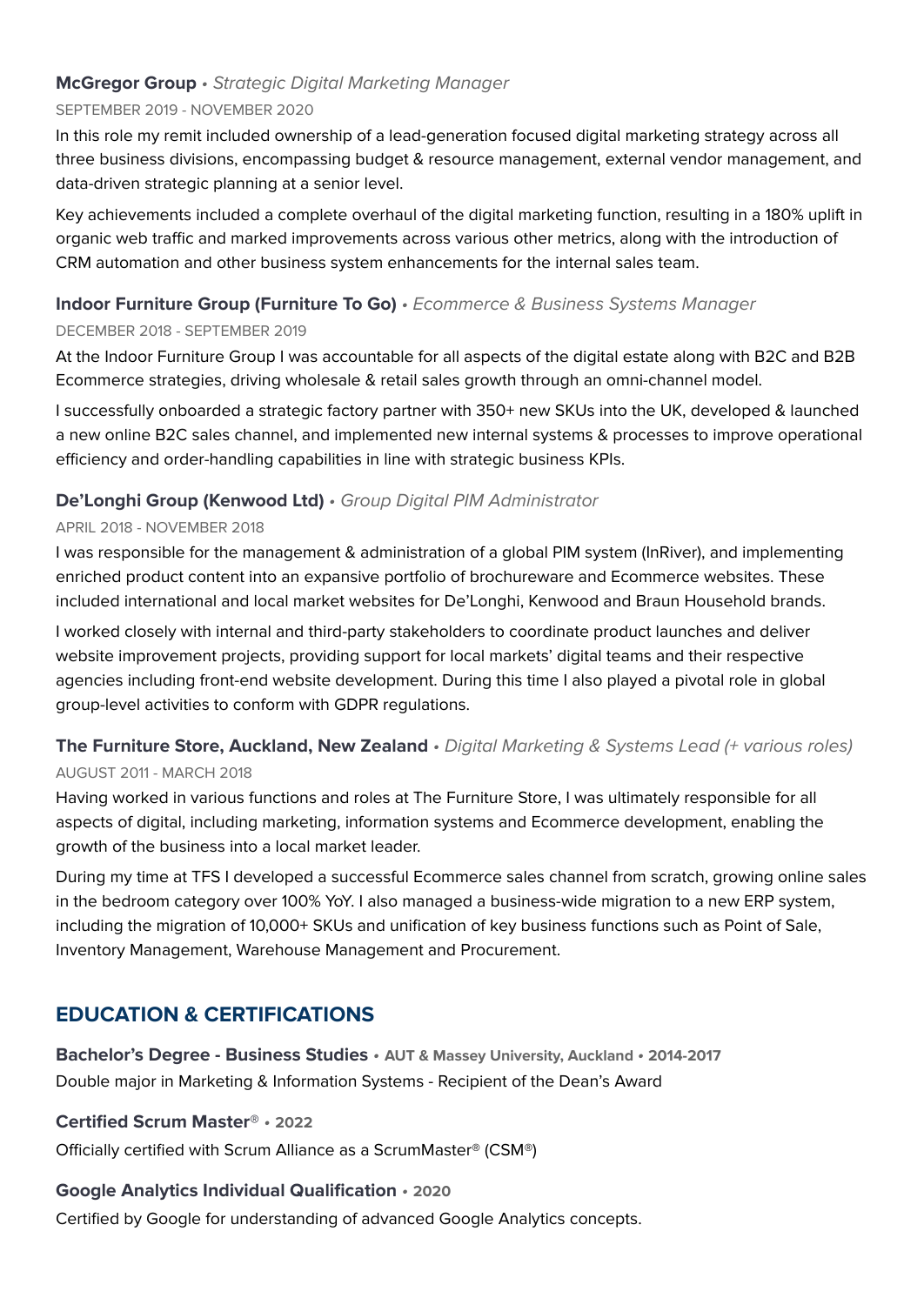**McGregor Group** • *Strategic Digital Marketing Manager*

SEPTEMBER 2019 - NOVEMBER 2020

In this role my remit included ownership of a lead-generation focused digital marketing strategy across all three business divisions, encompassing budget & resource management, external vendor management, and data-driven strategic planning at a senior level.

Key achievements included a complete overhaul of the digital marketing function, resulting in a 180% uplift in organic web traffic and marked improvements across various other metrics, along with the introduction of CRM automation and other business system enhancements for the internal sales team.

**Indoor Furniture Group (Furniture To Go)** • *Ecommerce & Business Systems Manager*

DECEMBER 2018 - SEPTEMBER 2019

At the Indoor Furniture Group I was accountable for all aspects of the digital estate along with B2C and B2B Ecommerce strategies, driving wholesale & retail sales growth through an omni-channel model.

I successfully onboarded a strategic factory partner with 350+ new SKUs into the UK, developed & launched a new online B2C sales channel, and implemented new internal systems & processes to improve operational efficiency and order-handling capabilities in line with strategic business KPIs.

**De'Longhi Group (Kenwood Ltd)** • *Group Digital PIM Administrator*

APRIL 2018 - NOVEMBER 2018

I was responsible for the management & administration of a global PIM system (InRiver), and implementing enriched product content into an expansive portfolio of brochureware and Ecommerce websites. These included international and local market websites for De'Longhi, Kenwood and Braun Household brands.

I worked closely with internal and third-party stakeholders to coordinate product launches and deliver website improvement projects, providing support for local markets' digital teams and their respective agencies including front-end website development. During this time I also played a pivotal role in global group-level activities to conform with GDPR regulations.

**The Furniture Store, Auckland, New Zealand** • *Digital Marketing & Systems Lead (+ various roles)*

AUGUST 2011 - MARCH 2018

Having worked in various functions and roles at The Furniture Store, I was ultimately responsible for all aspects of digital, including marketing, information systems and Ecommerce development, enabling the growth of the business into a local market leader.

During my time at TFS I developed a successful Ecommerce sales channel from scratch, growing online sales in the bedroom category over 100% YoY. I also managed a business-wide migration to a new ERP system, including the migration of 10,000+ SKUs and unification of key business functions such as Point of Sale, Inventory Management, Warehouse Management and Procurement.

## EDUCATION & CERTIFICATIONS

**Bachelor's Degree - Business Studies** • **AUT & Massey University, Auckland** • **2014-2017**

Double major in Marketing & Information Systems - Recipient of the Dean's Award

**Certified Scrum Master® • 2022**

Officially certified with Scrum Alliance as a ScrumMaster® (CSM®)

**Google Analytics Individual Qualification • 2020**

Certified by Google for understanding of advanced Google Analytics concepts.